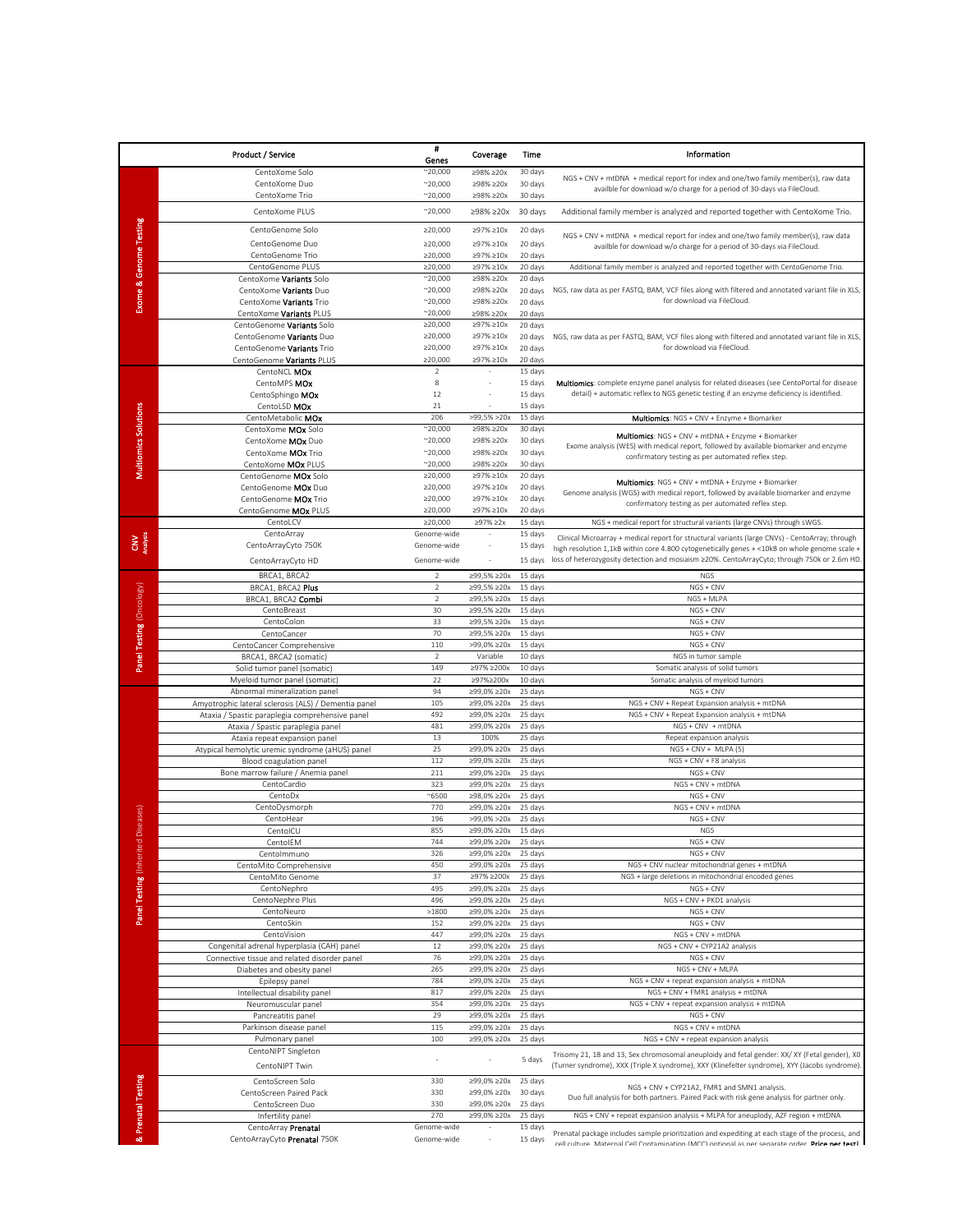| | Product / Service | # Genes | Coverage | Time | Information |
|---|---|---|---|---|---|
| **Exome & Genome Testing** | CentoXome Solo | ~20,000 | ≥98% ≥20x | 30 days | NGS + CNV + mtDNA + medical report for index and one/two family member(s), raw data availble for download w/o charge for a period of 30-days via FileCloud. |
| | CentoXome Duo | ~20,000 | ≥98% ≥20x | 30 days | |
| | CentoXome Trio | ~20,000 | ≥98% ≥20x | 30 days | |
| | CentoXome PLUS | ~20,000 | ≥98% ≥20x | 30 days | Additional family member is analyzed and reported together with CentoXome Trio. |
| | CentoGenome Solo | ≥20,000 | ≥97% ≥10x | 20 days | NGS + CNV + mtDNA + medical report for index and one/two family member(s), raw data availble for download w/o charge for a period of 30-days via FileCloud. |
| | CentoGenome Duo | ≥20,000 | ≥97% ≥10x | 20 days | |
| | CentoGenome Trio | ≥20,000 | ≥97% ≥10x | 20 days | |
| | CentoGenome PLUS | ≥20,000 | ≥97% ≥10x | 20 days | Additional family member is analyzed and reported together with CentoGenome Trio. |
| | CentoXome **Variants** Solo | ~20,000 | ≥98% ≥20x | 20 days | NGS, raw data as per FASTQ, BAM, VCF files along with filtered and annotated variant file in XLS, for download via FileCloud. |
| | CentoXome **Variants** Duo | ~20,000 | ≥98% ≥20x | 20 days | |
| | CentoXome **Variants** Trio | ~20,000 | ≥98% ≥20x | 20 days | |
| | CentoXome **Variants** PLUS | ~20,000 | ≥98% ≥20x | 20 days | |
| | CentoGenome **Variants** Solo | ≥20,000 | ≥97% ≥10x | 20 days | NGS, raw data as per FASTQ, BAM, VCF files along with filtered and annotated variant file in XLS, for download via FileCloud. |
| | CentoGenome **Variants** Duo | ≥20,000 | ≥97% ≥10x | 20 days | |
| | CentoGenome **Variants** Trio | ≥20,000 | ≥97% ≥10x | 20 days | |
| | CentoGenome **Variants** PLUS | ≥20,000 | ≥97% ≥10x | 20 days | |
| **Multiomics Solutions** | CentoNCL **MOx** | 2 | - | 15 days | **Multiomics**: complete enzyme panel analysis for related diseases (see CentoPortal for disease detail) + automatic reflex to NGS genetic testing if an enzyme deficiency is identified. |
| | CentoMPS **MOx** | 8 | - | 15 days | |
| | CentoSphingo **MOx** | 12 | - | 15 days | |
| | CentoLSD **MOx** | 21 | - | 15 days | |
| | CentoMetabolic **MOx** | 206 | >99,5% >20x | 15 days | **Multiomics**: NGS + CNV + Enzyme + Biomarker |
| | CentoXome **MOx** Solo | ~20,000 | ≥98% ≥20x | 30 days | **Multiomics**: NGS + CNV + mtDNA + Enzyme + Biomarker Exome analysis (WES) with medical report, followed by available biomarker and enzyme confirmatory testing as per automated reflex step. |
| | CentoXome **MOx** Duo | ~20,000 | ≥98% ≥20x | 30 days | |
| | CentoXome **MOx** Trio | ~20,000 | ≥98% ≥20x | 30 days | |
| | CentoXome **MOx** PLUS | ~20,000 | ≥98% ≥20x | 30 days | |
| | CentoGenome **MOx** Solo | ≥20,000 | ≥97% ≥10x | 20 days | **Multiomics**: NGS + CNV + mtDNA + Enzyme + Biomarker Genome analysis (WGS) with medical report, followed by available biomarker and enzyme confirmatory testing as per automated reflex step. |
| | CentoGenome **MOx** Duo | ≥20,000 | ≥97% ≥10x | 20 days | |
| | CentoGenome **MOx** Trio | ≥20,000 | ≥97% ≥10x | 20 days | |
| | CentoGenome **MOx** PLUS | ≥20,000 | ≥97% ≥10x | 20 days | |
| **CNV Analysis** | CentoLCV | ≥20,000 | ≥97% ≥2x | 15 days | NGS + medical report for structural variants (large CNVs) through sWGS. |
| | CentoArray | Genome-wide | - | 15 days | Clinical Microarray + medical report for structural variants (large CNVs) - CentoArray; through high resolution 1,1kB within core 4.800 cytogenetically genes + <10kB on whole genome scale + loss of heterozygosity detection and mosiaism ≥20%. CentoArrayCyto; through 750k or 2.6m HD. |
| | CentoArrayCyto 750K | Genome-wide | - | 15 days | |
| | CentoArrayCyto HD | Genome-wide | - | 15 days | |
| **Panel Testing (Oncology)** | BRCA1, BRCA2 | 2 | ≥99,5% ≥20x | 15 days | NGS |
| | BRCA1, BRCA2 **Plus** | 2 | ≥99,5% ≥20x | 15 days | NGS + CNV |
| | BRCA1, BRCA2 **Combi** | 2 | ≥99,5% ≥20x | 15 days | NGS + MLPA |
| | CentoBreast | 30 | ≥99,5% ≥20x | 15 days | NGS + CNV |
| | CentoColon | 33 | ≥99,5% ≥20x | 15 days | NGS + CNV |
| | CentoCancer | 70 | ≥99,5% ≥20x | 15 days | NGS + CNV |
| | CentoCancer Comprehensive | 110 | >99,0% ≥20x | 15 days | NGS + CNV |
| | BRCA1, BRCA2 (somatic) | 2 | Variable | 10 days | NGS in tumor sample |
| | Solid tumor panel (somatic) | 149 | ≥97% ≥200x | 10 days | Somatic analysis of solid tumors |
| | Myeloid tumor panel (somatic) | 22 | ≥97%≥200x | 10 days | Somatic analysis of myeloid tumors |
| **Panel Testing (Inherited Diseases)** | Abnormal mineralization panel | 94 | ≥99,0% ≥20x | 25 days | NGS + CNV |
| | Amyotrophic lateral sclerosis (ALS) / Dementia panel | 105 | ≥99,0% ≥20x | 25 days | NGS + CNV + Repeat Expansion analysis + mtDNA |
| | Ataxia / Spastic paraplegia comprehensive panel | 492 | ≥99,0% ≥20x | 25 days | NGS + CNV + Repeat Expansion analysis + mtDNA |
| | Ataxia / Spastic paraplegia panel | 481 | ≥99,0% ≥20x | 25 days | NGS + CNV + mtDNA |
| | Ataxia repeat expansion panel | 13 | 100% | 25 days | Repeat expansion analysis |
| | Atypical hemolytic uremic syndrome (aHUS) panel | 25 | ≥99,0% ≥20x | 25 days | NGS + CNV + MLPA (5) |
| | Blood coagulation panel | 112 | ≥99,0% ≥20x | 25 days | NGS + CNV + F8 analysis |
| | Bone marrow failure / Anemia panel | 211 | ≥99,0% ≥20x | 25 days | NGS + CNV |
| | CentoCardio | 323 | ≥99,0% ≥20x | 25 days | NGS + CNV + mtDNA |
| | CentoDx | ~6500 | ≥98,0% ≥20x | 25 days | NGS + CNV |
| | CentoDysmorph | 770 | ≥99,0% ≥20x | 25 days | NGS + CNV + mtDNA |
| | CentoHear | 196 | >99,0% >20x | 25 days | NGS + CNV |
| | CentoICU | 855 | ≥99,0% ≥20x | 15 days | NGS |
| | CentoIEM | 744 | ≥99,0% ≥20x | 25 days | NGS + CNV |
| | CentoImmuno | 326 | ≥99,0% ≥20x | 25 days | NGS + CNV |
| | CentoMito Comprehensive | 450 | ≥99,0% ≥20x | 25 days | NGS + CNV nuclear mitochondrial genes + mtDNA |
| | CentoMito Genome | 37 | ≥97% ≥200x | 25 days | NGS + large deletions in mitochondrial encoded genes |
| | CentoNephro | 495 | ≥99,0% ≥20x | 25 days | NGS + CNV |
| | CentoNephro Plus | 496 | ≥99,0% ≥20x | 25 days | NGS + CNV + PKD1 analysis |
| | CentoNeuro | >1800 | ≥99,0% ≥20x | 25 days | NGS + CNV |
| | CentoSkin | 152 | ≥99,0% ≥20x | 25 days | NGS + CNV |
| | CentoVision | 447 | ≥99,0% ≥20x | 25 days | NGS + CNV + mtDNA |
| | Congenital adrenal hyperplasia (CAH) panel | 12 | ≥99,0% ≥20x | 25 days | NGS + CNV + CYP21A2 analysis |
| | Connective tissue and related disorder panel | 76 | ≥99,0% ≥20x | 25 days | NGS + CNV |
| | Diabetes and obesity panel | 265 | ≥99,0% ≥20x | 25 days | NGS + CNV + MLPA |
| | Epilepsy panel | 784 | ≥99,0% ≥20x | 25 days | NGS + CNV + repeat expansion analysis + mtDNA |
| | Intellectual disability panel | 817 | ≥99,0% ≥20x | 25 days | NGS + CNV + FMR1 analysis + mtDNA |
| | Neuromuscular panel | 354 | ≥99,0% ≥20x | 25 days | NGS + CNV + repeat expansion analysis + mtDNA |
| | Pancreatitis panel | 29 | ≥99,0% ≥20x | 25 days | NGS + CNV |
| | Parkinson disease panel | 115 | ≥99,0% ≥20x | 25 days | NGS + CNV + mtDNA |
| | Pulmonary panel | 100 | ≥99,0% ≥20x | 25 days | NGS + CNV + repeat expansion analysis |
| **& Prenatal Testing** | CentoNIPT Singleton | - | - | 5 days | Trisomy 21, 18 and 13, Sex chromosomal aneuploidy and fetal gender: XX/ XY (Fetal gender), X0 (Turner syndrome), XXX (Triple X syndrome), XXY (Klinefelter syndrome), XYY (Jacobs syndrome). |
| | CentoNIPT Twin | | | | |
| | CentoScreen Solo | 330 | ≥99,0% ≥20x | 25 days | NGS + CNV + CYP21A2, FMR1 and SMN1 analysis. Duo full analysis for both partners. Paired Pack with risk gene analysis for partner only. |
| | CentoScreen Paired Pack | 330 | ≥99,0% ≥20x | 30 days | |
| | CentoScreen Duo | 330 | ≥99,0% ≥20x | 25 days | |
| | Infertility panel | 270 | ≥99,0% ≥20x | 25 days | NGS + CNV + repeat expansion analysis + MLPA for aneuplody, AZF region + mtDNA |
| | CentoArray **Prenatal** | Genome-wide | - | 15 days | Prenatal package includes sample prioritization and expediting at each stage of the process, and cell culture. Maternal Cell Contamination (MCC) optional as per separate order. **Price per test!** |
| | CentoArrayCyto **Prenatal** 750K | Genome-wide | - | 15 days | |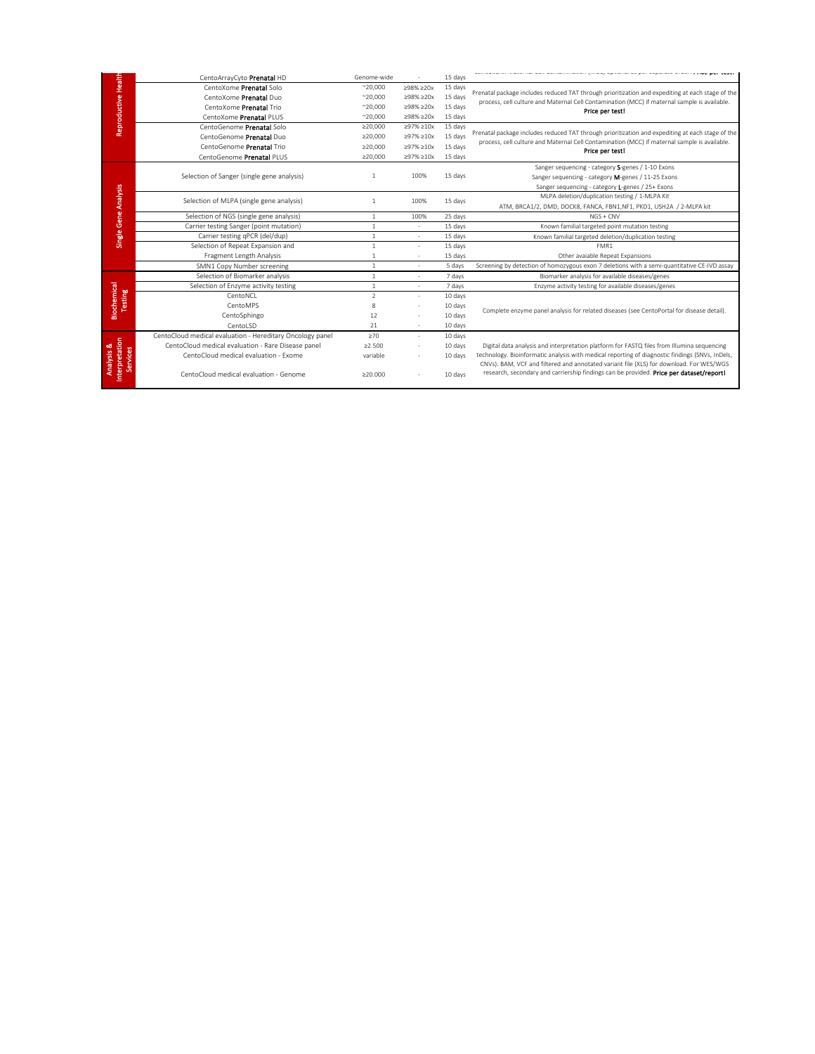| | | | | | |
|---|---|---|---|---|---|
| Reproductive Health | CentoArrayCyto **Prenatal** HD | Genome-wide | - | 15 days | ... cell culture. Maternal Cell Contamination (MCC) optional as per separate order. **Price per test!** |
| | CentoXome **Prenatal** Solo | ~20,000 | ≥98% ≥20x | 15 days | Prenatal package includes reduced TAT through prioritization and expediting at each stage of the process, cell culture and Maternal Cell Contamination (MCC) if maternal sample is available. **Price per test!** |
| | CentoXome **Prenatal** Duo | ~20,000 | ≥98% ≥20x | 15 days | |
| | CentoXome **Prenatal** Trio | ~20,000 | ≥98% ≥20x | 15 days | |
| | CentoXome **Prenatal** PLUS | ~20,000 | ≥98% ≥20x | 15 days | |
| | CentoGenome **Prenatal** Solo | ≥20,000 | ≥97% ≥10x | 15 days | Prenatal package includes reduced TAT through prioritization and expediting at each stage of the process, cell culture and Maternal Cell Contamination (MCC) if maternal sample is available. **Price per test!** |
| | CentoGenome **Prenatal** Duo | ≥20,000 | ≥97% ≥10x | 15 days | |
| | CentoGenome **Prenatal** Trio | ≥20,000 | ≥97% ≥10x | 15 days | |
| | CentoGenome **Prenatal** PLUS | ≥20,000 | ≥97% ≥10x | 15 days | |
| Single Gene Analysis | Selection of Sanger (single gene analysis) | 1 | 100% | 15 days | Sanger sequencing - category **S**-genes / 1-10 Exons<br>Sanger sequencing - category **M**-genes / 11-25 Exons<br>Sanger sequencing - category **L**-genes / 25+ Exons |
| | Selection of MLPA (single gene analysis) | 1 | 100% | 15 days | MLPA deletion/duplication testing / 1-MLPA Kit<br>ATM, BRCA1/2, DMD, DOCK8, FANCA, FBN1,NF1, PKD1, USH2A / 2-MLPA kit |
| | Selection of NGS (single gene analysis) | 1 | 100% | 25 days | NGS + CNV |
| | Carrier testing Sanger (point mutation) | 1 | - | 15 days | Known familial targeted point mutation testing |
| | Carrier testing qPCR (del/dup) | 1 | - | 15 days | Known familial targeted deletion/duplication testing |
| | Selection of Repeat Expansion and | 1 | - | 15 days | FMR1 |
| | Fragment Length Analysis | 1 | - | 15 days | Other avaiable Repeat Expansions |
| | SMN1 Copy Number screening | 1 | - | 5 days | Screening by detection of homozygous exon 7 deletions with a semi-quantitative CE-IVD assay |
| Biochemical Testing | Selection of Biomarker analysis | 1 | - | 7 days | Biomarker analysis for available diseases/genes |
| | Selection of Enzyme activity testing | 1 | - | 7 days | Enzyme activity testing for available diseases/genes |
| | CentoNCL | 2 | - | 10 days | Complete enzyme panel analysis for related diseases (see CentoPortal for disease detail). |
| | CentoMPS | 8 | - | 10 days | |
| | CentoSphingo | 12 | - | 10 days | |
| | CentoLSD | 21 | - | 10 days | |
| Analysis & Interpretation Services | CentoCloud medical evaluation - Hereditary Oncology panel | ≥70 | - | 10 days | Digital data analysis and interpretation platform for FASTQ files from Illumina sequencing technology. Bioinformatic analysis with medical reporting of diagnostic findings (SNVs, InDels, CNVs). BAM, VCF and filtered and annotated variant file (XLS) for download. For WES/WGS research, secondary and carriership findings can be provided. **Price per dataset/report!** |
| | CentoCloud medical evaluation - Rare Disease panel | ≥2.500 | - | 10 days | |
| | CentoCloud medical evaluation - Exome | variable | - | 10 days | |
| | CentoCloud medical evaluation - Genome | ≥20.000 | - | 10 days | |